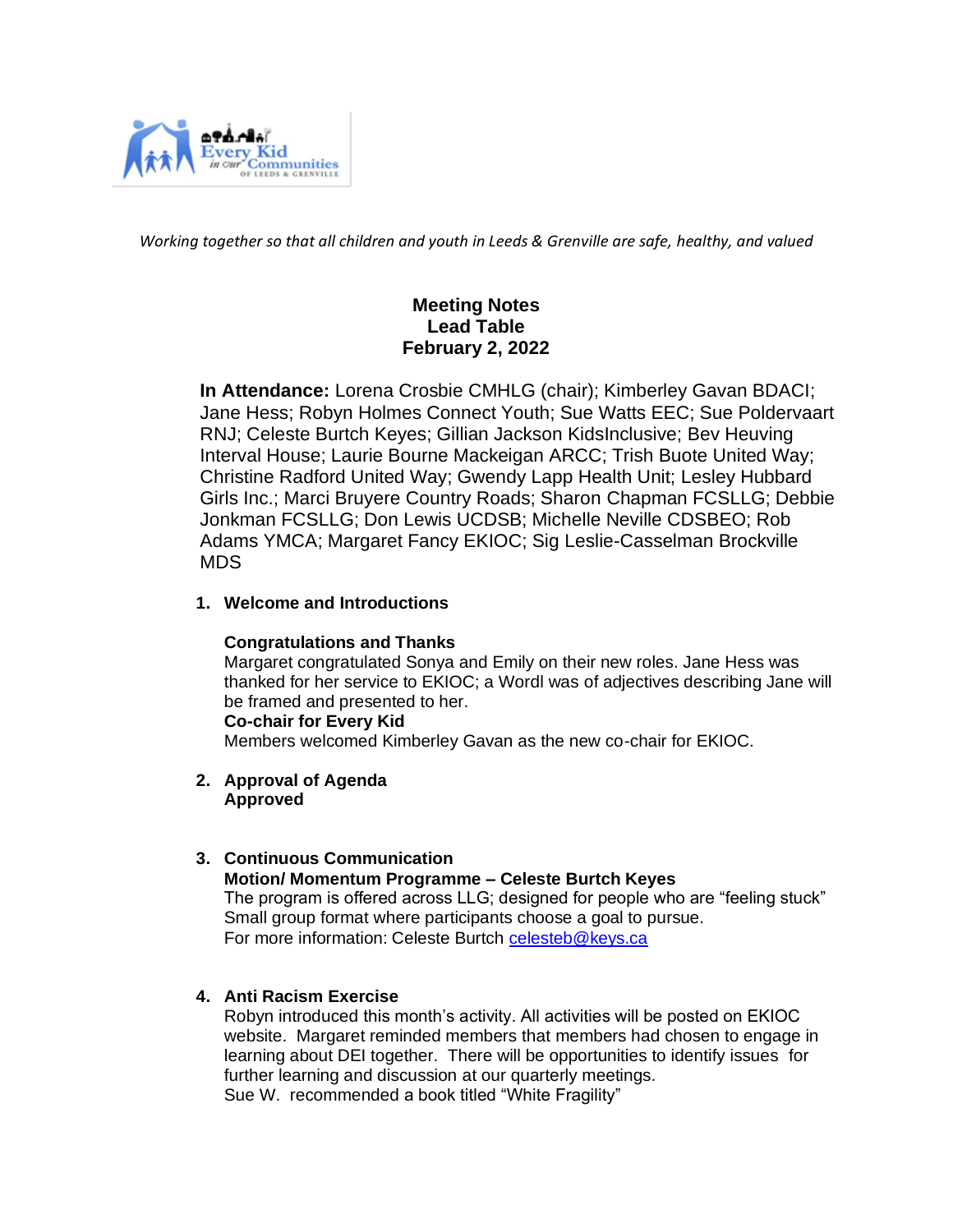*Working together so that all children and youth in Leeds & Grenville are safe, healthy, and valued*

# Meeting Notes
## Lead Table
## February 2, 2022

**In Attendance:** Lorena Crosbie CMHLG (chair); Kimberley Gavan BDACI; Jane Hess; Robyn Holmes Connect Youth; Sue Watts EEC; Sue Poldervaart RNJ; Celeste Burtch Keyes; Gillian Jackson KidsInclusive; Bev Heuving Interval House; Laurie Bourne Mackeigan ARCC; Trish Buote United Way; Christine Radford United Way; Gwendy Lapp Health Unit; Lesley Hubbard Girls Inc.; Marci Bruyere Country Roads; Sharon Chapman FCSLLG; Debbie Jonkman FCSLLG; Don Lewis UCDSB; Michelle Neville CDSBEO; Rob Adams YMCA; Margaret Fancy EKIOC; Sig Leslie-Casselman Brockville MDS

1. **Welcome and Introductions**

   **Congratulations and Thanks**
   Margaret congratulated Sonya and Emily on their new roles. Jane Hess was thanked for her service to EKIOC; a Wordl was of adjectives describing Jane will be framed and presented to her.
   **Co-chair for Every Kid**
   Members welcomed Kimberley Gavan as the new co-chair for EKIOC.

2. **Approval of Agenda**
   **Approved**

3. **Continuous Communication**
   **Motion/ Momentum Programme – Celeste Burtch Keyes**
   The program is offered across LLG; designed for people who are "feeling stuck"
   Small group format where participants choose a goal to pursue.
   For more information: Celeste Burtch celesteb@keys.ca

4. **Anti Racism Exercise**
   Robyn introduced this month's activity. All activities will be posted on EKIOC website. Margaret reminded members that members had chosen to engage in learning about DEI together. There will be opportunities to identify issues for further learning and discussion at our quarterly meetings.
   Sue W. recommended a book titled "White Fragility"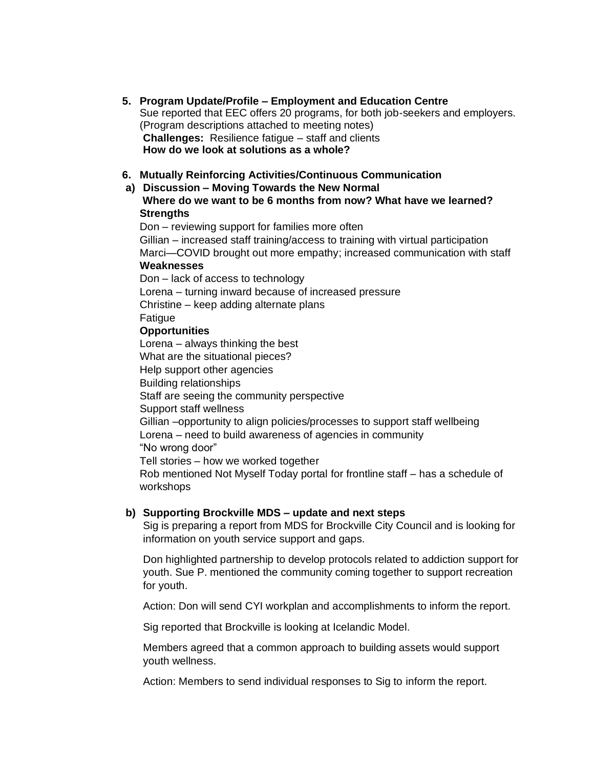5. **Program Update/Profile – Employment and Education Centre**
   Sue reported that EEC offers 20 programs, for both job-seekers and employers. (Program descriptions attached to meeting notes)
   **Challenges:** Resilience fatigue – staff and clients
   **How do we look at solutions as a whole?**

6. **Mutually Reinforcing Activities/Continuous Communication**

a) **Discussion – Moving Towards the New Normal**
   **Where do we want to be 6 months from now? What have we learned?**
   **Strengths**
   Don – reviewing support for families more often
   Gillian – increased staff training/access to training with virtual participation
   Marci—COVID brought out more empathy; increased communication with staff
   **Weaknesses**
   Don – lack of access to technology
   Lorena – turning inward because of increased pressure
   Christine – keep adding alternate plans
   Fatigue
   **Opportunities**
   Lorena – always thinking the best
   What are the situational pieces?
   Help support other agencies
   Building relationships
   Staff are seeing the community perspective
   Support staff wellness
   Gillian –opportunity to align policies/processes to support staff wellbeing
   Lorena – need to build awareness of agencies in community
   "No wrong door"
   Tell stories – how we worked together
   Rob mentioned Not Myself Today portal for frontline staff – has a schedule of workshops

b) **Supporting Brockville MDS – update and next steps**
   Sig is preparing a report from MDS for Brockville City Council and is looking for information on youth service support and gaps.

   Don highlighted partnership to develop protocols related to addiction support for youth. Sue P. mentioned the community coming together to support recreation for youth.

   Action: Don will send CYI workplan and accomplishments to inform the report.

   Sig reported that Brockville is looking at Icelandic Model.

   Members agreed that a common approach to building assets would support youth wellness.

   Action: Members to send individual responses to Sig to inform the report.